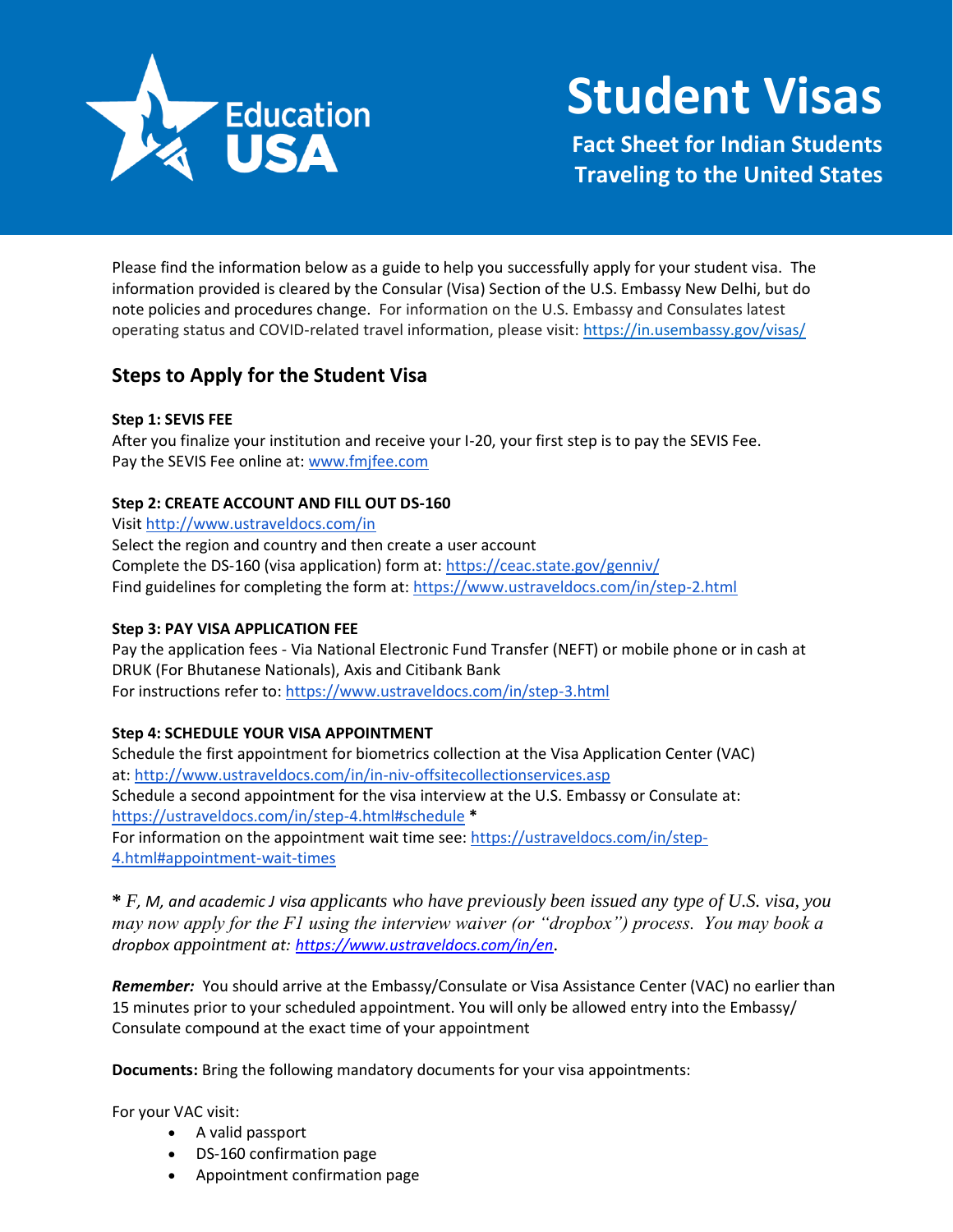# Student Visas

**Fact Sheet for Indian Students Traveling to the United States**

Please find the information below as a guide to help you successfully apply for your student visa. The information provided is cleared by the Consular (Visa) Section of the U.S. Embassy New Delhi, but do note policies and procedures change. For information on the U.S. Embassy and Consulates latest operating status and COVID-related travel information, please visit: https://in.usembassy.gov/visas/

## Steps to Apply for the Student Visa

**Step 1: SEVIS FEE**

After you finalize your institution and receive your I-20, your first step is to pay the SEVIS Fee.
Pay the SEVIS Fee online at: www.fmjfee.com

**Step 2: CREATE ACCOUNT AND FILL OUT DS-160**

Visit http://www.ustraveldocs.com/in
Select the region and country and then create a user account
Complete the DS-160 (visa application) form at: https://ceac.state.gov/genniv/
Find guidelines for completing the form at: https://www.ustraveldocs.com/in/step-2.html

**Step 3: PAY VISA APPLICATION FEE**

Pay the application fees - Via National Electronic Fund Transfer (NEFT) or mobile phone or in cash at DRUK (For Bhutanese Nationals), Axis and Citibank Bank
For instructions refer to: https://www.ustraveldocs.com/in/step-3.html

**Step 4: SCHEDULE YOUR VISA APPOINTMENT**

Schedule the first appointment for biometrics collection at the Visa Application Center (VAC) at: http://www.ustraveldocs.com/in/in-niv-offsitecollectionservices.asp
Schedule a second appointment for the visa interview at the U.S. Embassy or Consulate at: https://ustraveldocs.com/in/step-4.html#schedule **\***
For information on the appointment wait time see: https://ustraveldocs.com/in/step-4.html#appointment-wait-times

**\*** *F, M, and academic J visa applicants who have previously been issued any type of U.S. visa, you may now apply for the F1 using the interview waiver (or "dropbox") process. You may book a dropbox appointment at: https://www.ustraveldocs.com/in/en.*

***Remember:*** You should arrive at the Embassy/Consulate or Visa Assistance Center (VAC) no earlier than 15 minutes prior to your scheduled appointment. You will only be allowed entry into the Embassy/ Consulate compound at the exact time of your appointment

**Documents:** Bring the following mandatory documents for your visa appointments:

For your VAC visit:

- A valid passport
- DS-160 confirmation page
- Appointment confirmation page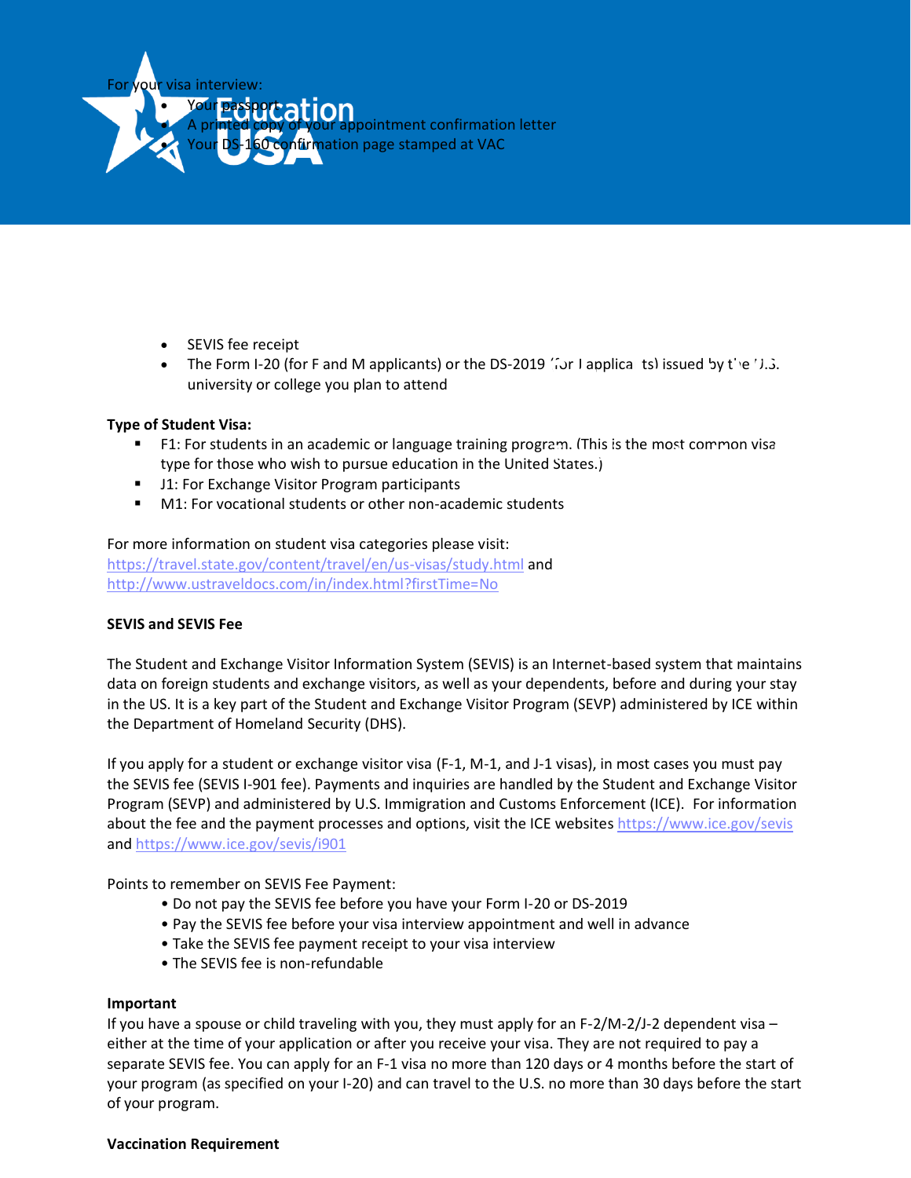For your visa interview:

- Your passport
- A printed copy of your appointment confirmation letter
- Your DS-160 confirmation page stamped at VAC
- SEVIS fee receipt
- The Form I-20 (for F and M applicants) or the DS-2019 (for J applicants) issued by the U.S. university or college you plan to attend

**Type of Student Visa:**

- F1: For students in an academic or language training program. (This is the most common visa type for those who wish to pursue education in the United States.)
- J1: For Exchange Visitor Program participants
- M1: For vocational students or other non-academic students

For more information on student visa categories please visit: https://travel.state.gov/content/travel/en/us-visas/study.html and http://www.ustraveldocs.com/in/index.html?firstTime=No

**SEVIS and SEVIS Fee**

The Student and Exchange Visitor Information System (SEVIS) is an Internet-based system that maintains data on foreign students and exchange visitors, as well as your dependents, before and during your stay in the US. It is a key part of the Student and Exchange Visitor Program (SEVP) administered by ICE within the Department of Homeland Security (DHS).

If you apply for a student or exchange visitor visa (F-1, M-1, and J-1 visas), in most cases you must pay the SEVIS fee (SEVIS I-901 fee). Payments and inquiries are handled by the Student and Exchange Visitor Program (SEVP) and administered by U.S. Immigration and Customs Enforcement (ICE). For information about the fee and the payment processes and options, visit the ICE websites https://www.ice.gov/sevis and https://www.ice.gov/sevis/i901

Points to remember on SEVIS Fee Payment:

- Do not pay the SEVIS fee before you have your Form I-20 or DS-2019
- Pay the SEVIS fee before your visa interview appointment and well in advance
- Take the SEVIS fee payment receipt to your visa interview
- The SEVIS fee is non-refundable

**Important**

If you have a spouse or child traveling with you, they must apply for an F-2/M-2/J-2 dependent visa – either at the time of your application or after you receive your visa. They are not required to pay a separate SEVIS fee. You can apply for an F-1 visa no more than 120 days or 4 months before the start of your program (as specified on your I-20) and can travel to the U.S. no more than 30 days before the start of your program.

**Vaccination Requirement**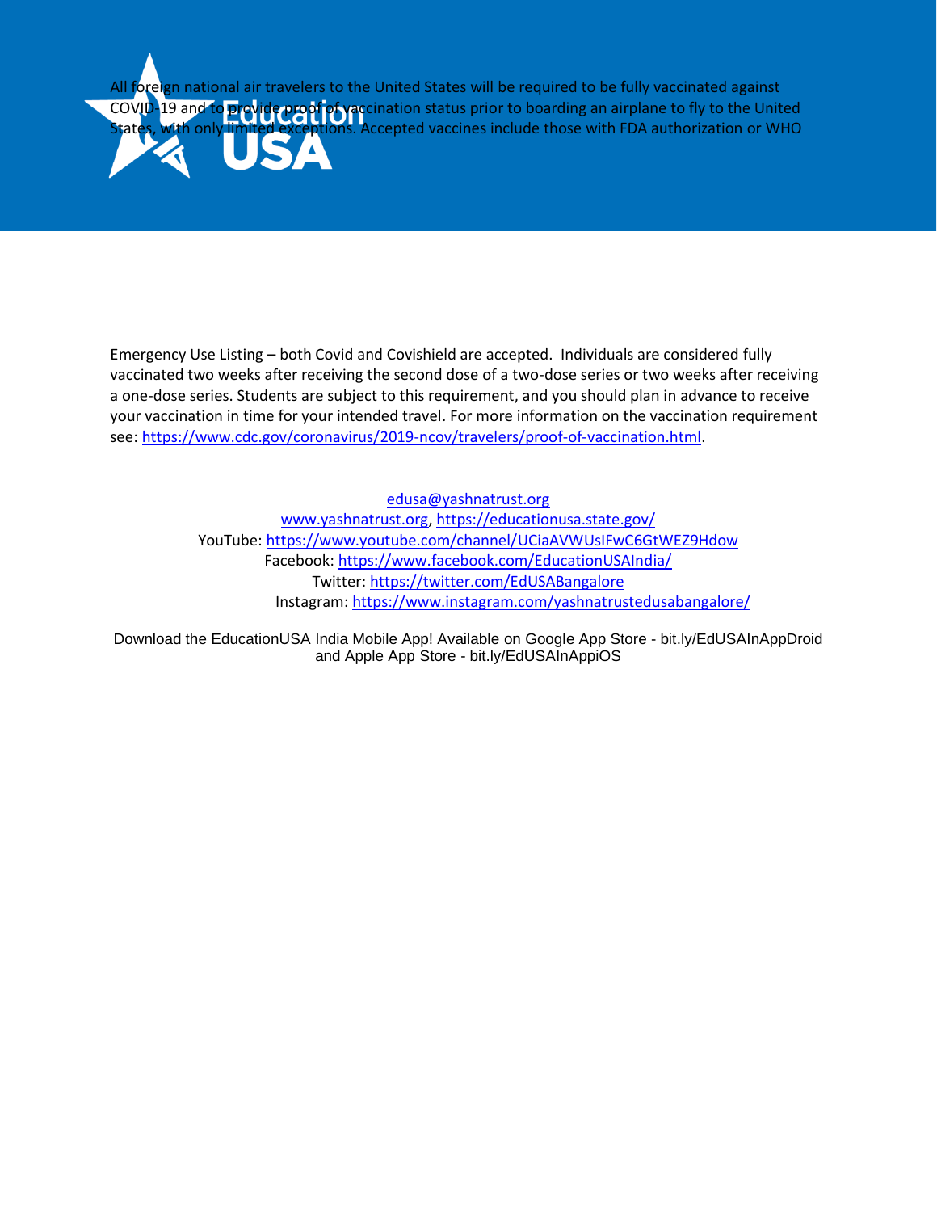All foreign national air travelers to the United States will be required to be fully vaccinated against COVID-19 and to provide proof of vaccination status prior to boarding an airplane to fly to the United States, with only limited exceptions. Accepted vaccines include those with FDA authorization or WHO Emergency Use Listing – both Covid and Covishield are accepted. Individuals are considered fully vaccinated two weeks after receiving the second dose of a two-dose series or two weeks after receiving a one-dose series. Students are subject to this requirement, and you should plan in advance to receive your vaccination in time for your intended travel. For more information on the vaccination requirement see: https://www.cdc.gov/coronavirus/2019-ncov/travelers/proof-of-vaccination.html.

edusa@yashnatrust.org
www.yashnatrust.org, https://educationusa.state.gov/
YouTube: https://www.youtube.com/channel/UCiaAVWUsIFwC6GtWEZ9Hdow
Facebook: https://www.facebook.com/EducationUSAIndia/
Twitter: https://twitter.com/EdUSABangalore
Instagram: https://www.instagram.com/yashnatrustedusabangalore/

Download the EducationUSA India Mobile App! Available on Google App Store - bit.ly/EdUSAInAppDroid and Apple App Store - bit.ly/EdUSAInAppiOS